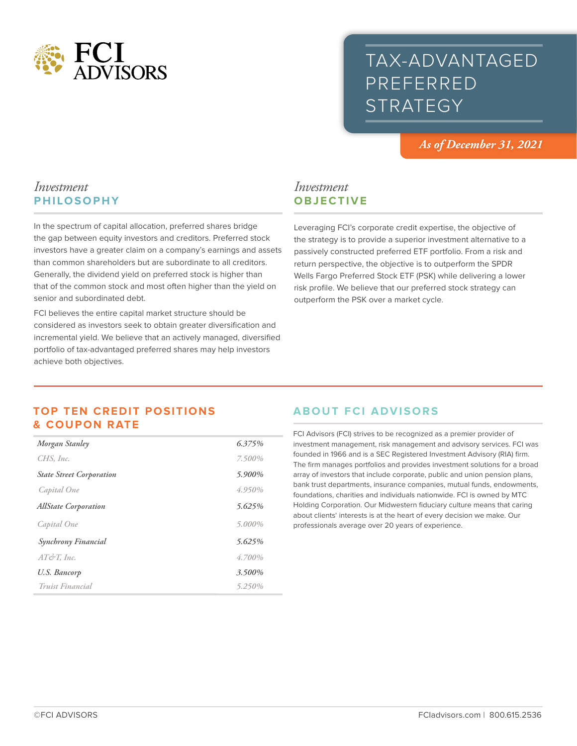FCI ADVISORS

# TAX-ADVANTAGED PREFERRED STRATEGY

*As of December 31, 2021*

## *Investment* PHILOSOPHY

In the spectrum of capital allocation, preferred shares bridge the gap between equity investors and creditors. Preferred stock investors have a greater claim on a company's earnings and assets than common shareholders but are subordinate to all creditors. Generally, the dividend yield on preferred stock is higher than that of the common stock and most often higher than the yield on senior and subordinated debt.

FCI believes the entire capital market structure should be considered as investors seek to obtain greater diversification and incremental yield. We believe that an actively managed, diversified portfolio of tax-advantaged preferred shares may help investors achieve both objectives.

## *Investment* OBJECTIVE

Leveraging FCI's corporate credit expertise, the objective of the strategy is to provide a superior investment alternative to a passively constructed preferred ETF portfolio. From a risk and return perspective, the objective is to outperform the SPDR Wells Fargo Preferred Stock ETF (PSK) while delivering a lower risk profile. We believe that our preferred stock strategy can outperform the PSK over a market cycle.

## TOP TEN CREDIT POSITIONS & COUPON RATE

| | |
|---|---|
| *Morgan Stanley* | *6.375%* |
| *CHS, Inc.* | *7.500%* |
| *State Street Corporation* | *5.900%* |
| *Capital One* | *4.950%* |
| *AllState Corporation* | *5.625%* |
| *Capital One* | *5.000%* |
| *Synchrony Financial* | *5.625%* |
| *AT&T, Inc.* | *4.700%* |
| *U.S. Bancorp* | *3.500%* |
| *Truist Financial* | *5.250%* |

## ABOUT FCI ADVISORS

FCI Advisors (FCI) strives to be recognized as a premier provider of investment management, risk management and advisory services. FCI was founded in 1966 and is a SEC Registered Investment Advisory (RIA) firm. The firm manages portfolios and provides investment solutions for a broad array of investors that include corporate, public and union pension plans, bank trust departments, insurance companies, mutual funds, endowments, foundations, charities and individuals nationwide. FCI is owned by MTC Holding Corporation. Our Midwestern fiduciary culture means that caring about clients' interests is at the heart of every decision we make. Our professionals average over 20 years of experience.

©FCI ADVISORS

FCIadvisors.com | 800.615.2536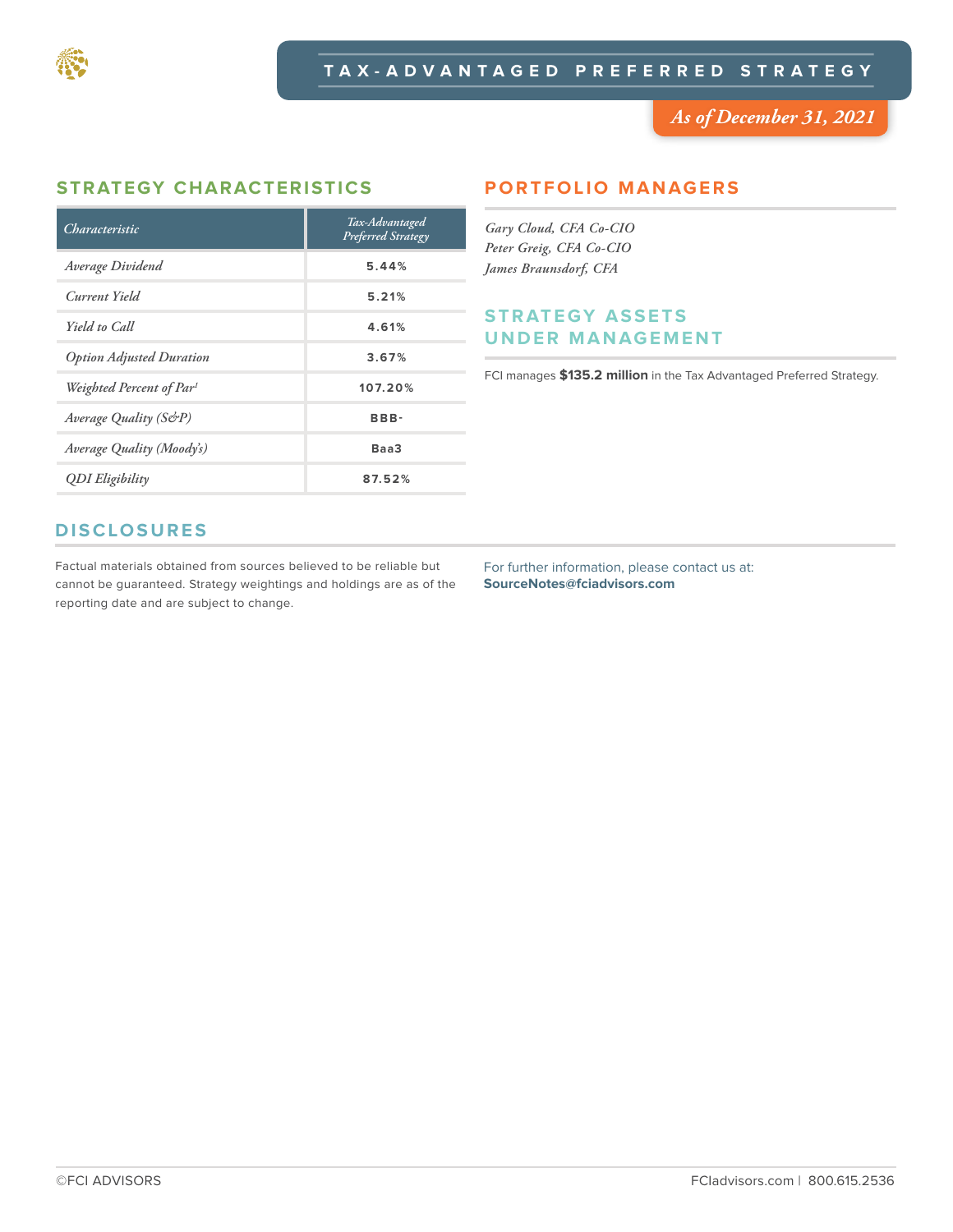# TAX-ADVANTAGED PREFERRED STRATEGY

*As of December 31, 2021*

## STRATEGY CHARACTERISTICS

| Characteristic | Tax-Advantaged Preferred Strategy |
|---|---|
| Average Dividend | 5.44% |
| Current Yield | 5.21% |
| Yield to Call | 4.61% |
| Option Adjusted Duration | 3.67% |
| Weighted Percent of Par[1] | 107.20% |
| Average Quality (S&P) | BBB- |
| Average Quality (Moody's) | Baa3 |
| QDI Eligibility | 87.52% |

## PORTFOLIO MANAGERS

*Gary Cloud, CFA Co-CIO*
*Peter Greig, CFA Co-CIO*
*James Braunsdorf, CFA*

## STRATEGY ASSETS UNDER MANAGEMENT

FCI manages **$135.2 million** in the Tax Advantaged Preferred Strategy.

## DISCLOSURES

Factual materials obtained from sources believed to be reliable but cannot be guaranteed. Strategy weightings and holdings are as of the reporting date and are subject to change.

For further information, please contact us at:
**SourceNotes@fciadvisors.com**

©FCI ADVISORS

FCIadvisors.com | 800.615.2536